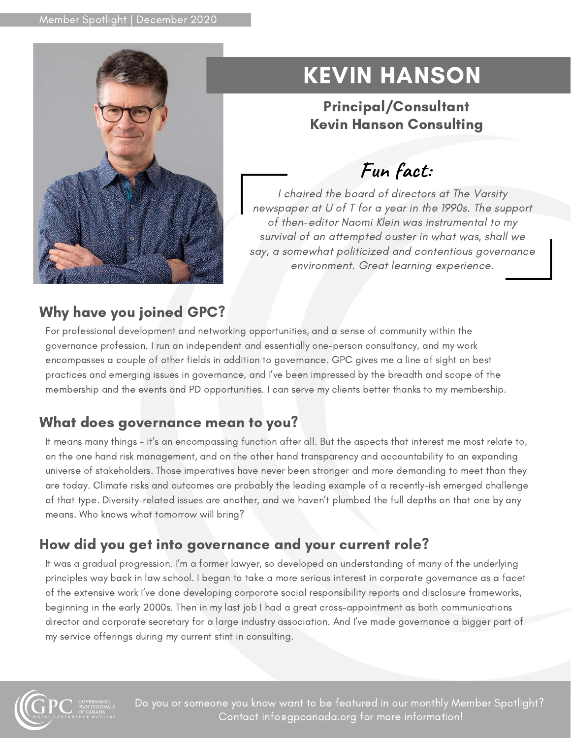Member Spotlight | December 2020

# KEVIN HANSON

**Principal/Consultant**
**Kevin Hanson Consulting**

## Fun fact:

*I chaired the board of directors at The Varsity newspaper at U of T for a year in the 1990s. The support of then-editor Naomi Klein was instrumental to my survival of an attempted ouster in what was, shall we say, a somewhat politicized and contentious governance environment. Great learning experience.*

## Why have you joined GPC?

For professional development and networking opportunities, and a sense of community within the governance profession. I run an independent and essentially one-person consultancy, and my work encompasses a couple of other fields in addition to governance. GPC gives me a line of sight on best practices and emerging issues in governance, and I've been impressed by the breadth and scope of the membership and the events and PD opportunities. I can serve my clients better thanks to my membership.

## What does governance mean to you?

It means many things – it's an encompassing function after all. But the aspects that interest me most relate to, on the one hand risk management, and on the other hand transparency and accountability to an expanding universe of stakeholders. Those imperatives have never been stronger and more demanding to meet than they are today. Climate risks and outcomes are probably the leading example of a recently-ish emerged challenge of that type. Diversity-related issues are another, and we haven't plumbed the full depths on that one by any means. Who knows what tomorrow will bring?

## How did you get into governance and your current role?

It was a gradual progression. I'm a former lawyer, so developed an understanding of many of the underlying principles way back in law school. I began to take a more serious interest in corporate governance as a facet of the extensive work I've done developing corporate social responsibility reports and disclosure frameworks, beginning in the early 2000s. Then in my last job I had a great cross-appointment as both communications director and corporate secretary for a large industry association. And I've made governance a bigger part of my service offerings during my current stint in consulting.

Do you or someone you know want to be featured in our monthly Member Spotlight? Contact info@gpcanada.org for more information!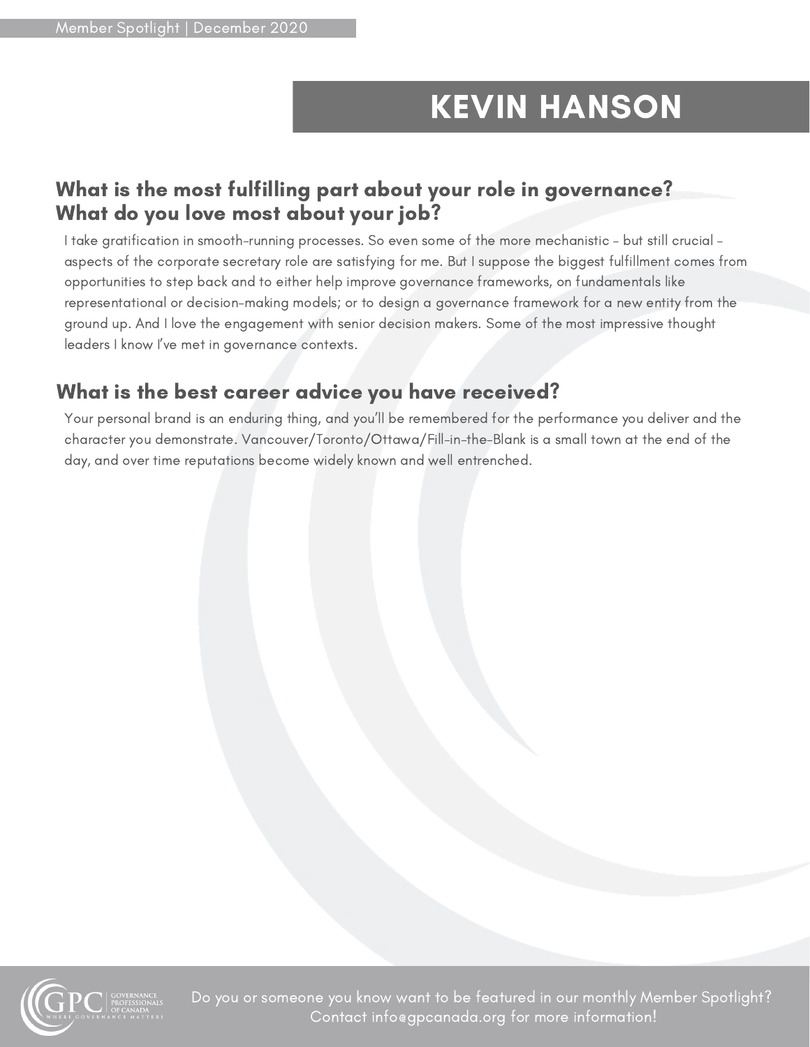# KEVIN HANSON

## What is the most fulfilling part about your role in governance? What do you love most about your job?

I take gratification in smooth-running processes. So even some of the more mechanistic - but still crucial - aspects of the corporate secretary role are satisfying for me. But I suppose the biggest fulfillment comes from opportunities to step back and to either help improve governance frameworks, on fundamentals like representational or decision-making models; or to design a governance framework for a new entity from the ground up. And I love the engagement with senior decision makers. Some of the most impressive thought leaders I know I've met in governance contexts.

## What is the best career advice you have received?

Your personal brand is an enduring thing, and you'll be remembered for the performance you deliver and the character you demonstrate. Vancouver/Toronto/Ottawa/Fill-in-the-Blank is a small town at the end of the day, and over time reputations become widely known and well entrenched.

Do you or someone you know want to be featured in our monthly Member Spotlight? Contact info@gpcanada.org for more information!